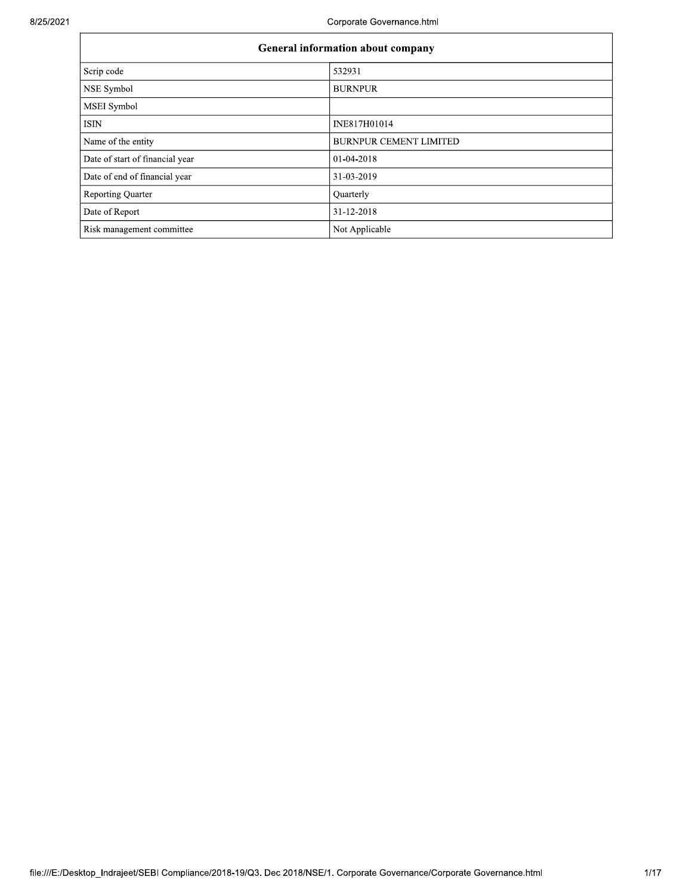| General information about company | |
| --- | --- |
| Scrip code | 532931 |
| NSE Symbol | BURNPUR |
| MSEI Symbol | |
| ISIN | INE817H01014 |
| Name of the entity | BURNPUR CEMENT LIMITED |
| Date of start of financial year | 01-04-2018 |
| Date of end of financial year | 31-03-2019 |
| Reporting Quarter | Quarterly |
| Date of Report | 31-12-2018 |
| Risk management committee | Not Applicable |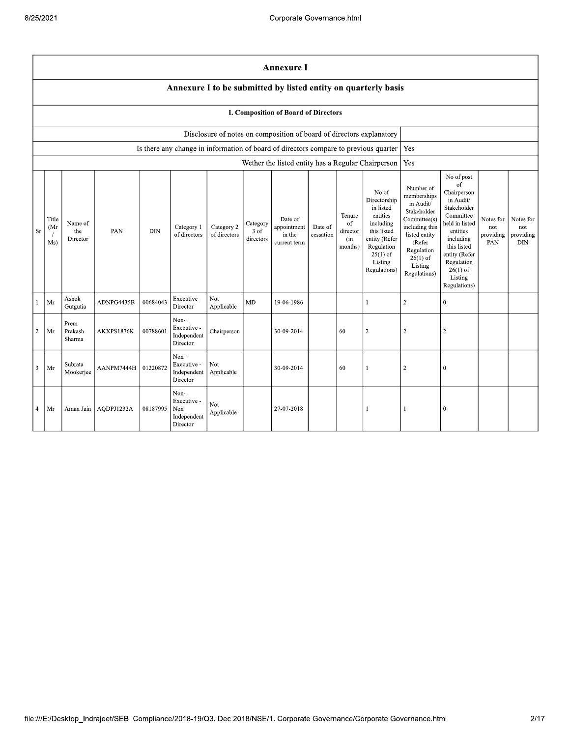## Annexure I

### Annexure I to be submitted by listed entity on quarterly basis

#### I. Composition of Board of Directors

| | |
|---|---|
| Disclosure of notes on composition of board of directors explanatory | |
| Is there any change in information of board of directors compare to previous quarter | Yes |
| Wether the listed entity has a Regular Chairperson | Yes |

| Sr | Title (Mr / Ms) | Name of the Director | PAN | DIN | Category 1 of directors | Category 2 of directors | Category 3 of directors | Date of appointment in the current term | Date of cessation | Tenure of director (in months) | No of Directorship in listed entities including this listed entity (Refer Regulation 25(1) of Listing Regulations) | Number of memberships in Audit/ Stakeholder Committee(s) including this listed entity (Refer Regulation 26(1) of Listing Regulations) | No of post of Chairperson in Audit/ Stakeholder Committee held in listed entities including this listed entity (Refer Regulation 26(1) of Listing Regulations) | Notes for not providing PAN | Notes for not providing DIN |
|---|---|---|---|---|---|---|---|---|---|---|---|---|---|---|---|
| 1 | Mr | Ashok Gutgutia | ADNPG4435B | 00684043 | Executive Director | Not Applicable | MD | 19-06-1986 | | | 1 | 2 | 0 | | |
| 2 | Mr | Prem Prakash Sharma | AKXPS1876K | 00788601 | Non-Executive - Independent Director | Chairperson | | 30-09-2014 | | 60 | 2 | 2 | 2 | | |
| 3 | Mr | Subrata Mookerjee | AANPM7444H | 01220872 | Non-Executive - Independent Director | Not Applicable | | 30-09-2014 | | 60 | 1 | 2 | 0 | | |
| 4 | Mr | Aman Jain | AQDPJ1232A | 08187995 | Non-Executive - Non Independent Director | Not Applicable | | 27-07-2018 | | | 1 | 1 | 0 | | |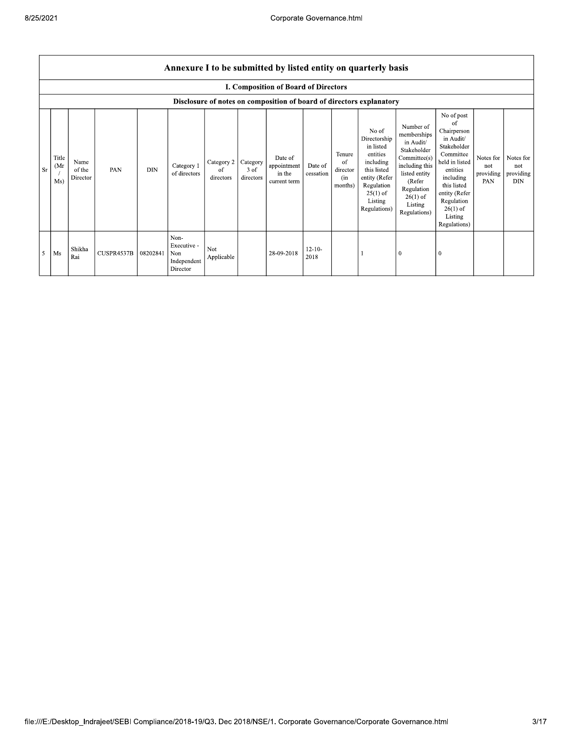## Annexure I to be submitted by listed entity on quarterly basis

### I. Composition of Board of Directors

#### Disclosure of notes on composition of board of directors explanatory

| Sr | Title (Mr / Ms) | Name of the Director | PAN | DIN | Category 1 of directors | Category 2 of directors | Category 3 of directors | Date of appointment in the current term | Date of cessation | Tenure of director (in months) | No of Directorship in listed entities including this listed entity (Refer Regulation 25(1) of Listing Regulations) | Number of memberships in Audit/ Stakeholder Committee(s) including this listed entity (Refer Regulation 26(1) of Listing Regulations) | No of post of Chairperson in Audit/ Stakeholder Committee held in listed entities including this listed entity (Refer Regulation 26(1) of Listing Regulations) | Notes for not providing PAN | Notes for not providing DIN |
|---|---|---|---|---|---|---|---|---|---|---|---|---|---|---|---|
| 5 | Ms | Shikha Rai | CUSPR4537B | 08202841 | Non-Executive - Non Independent Director | Not Applicable | | 28-09-2018 | 12-10-2018 | | 1 | 0 | 0 | | |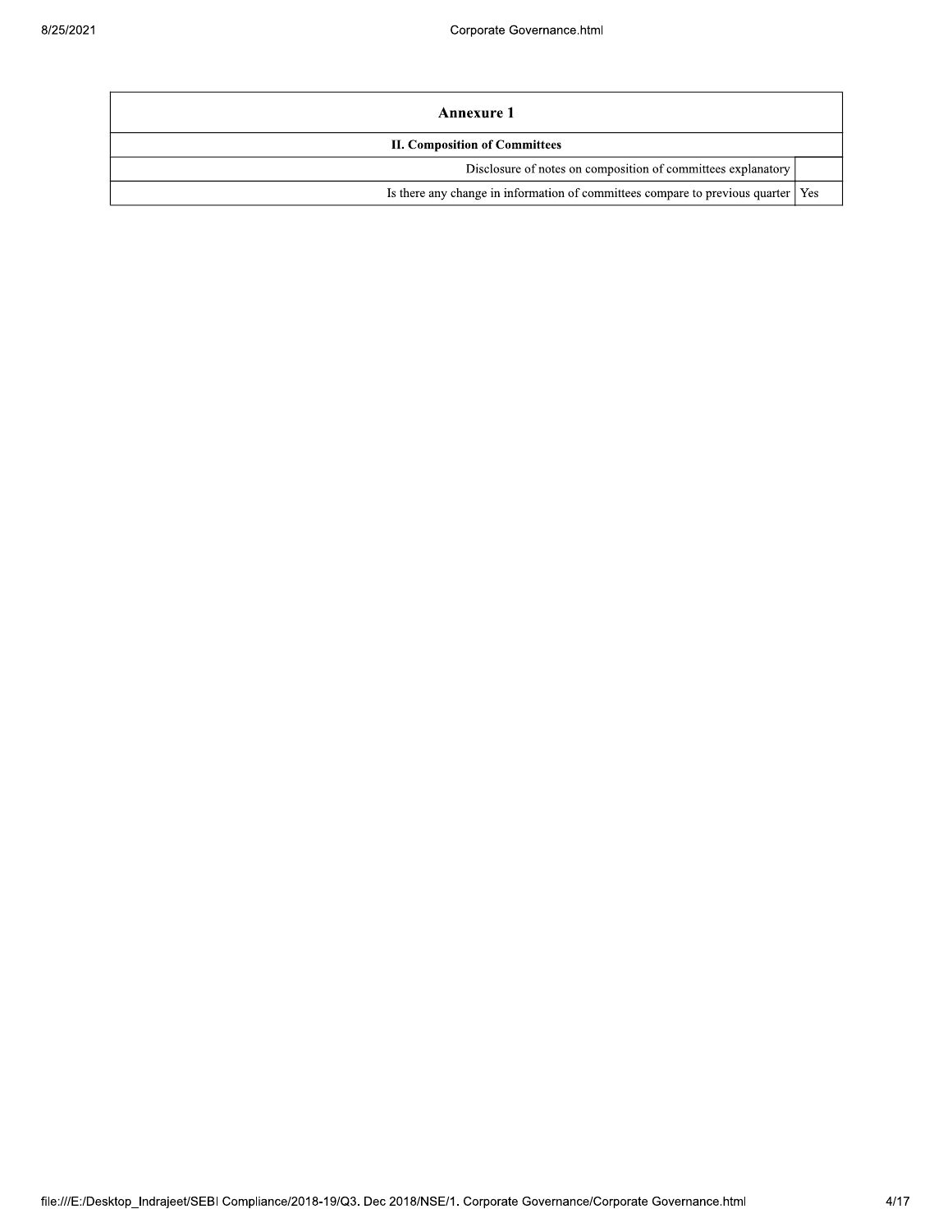| Annexure 1 | |
|---|---|
| **II. Composition of Committees** | |
| Disclosure of notes on composition of committees explanatory | |
| Is there any change in information of committees compare to previous quarter | Yes |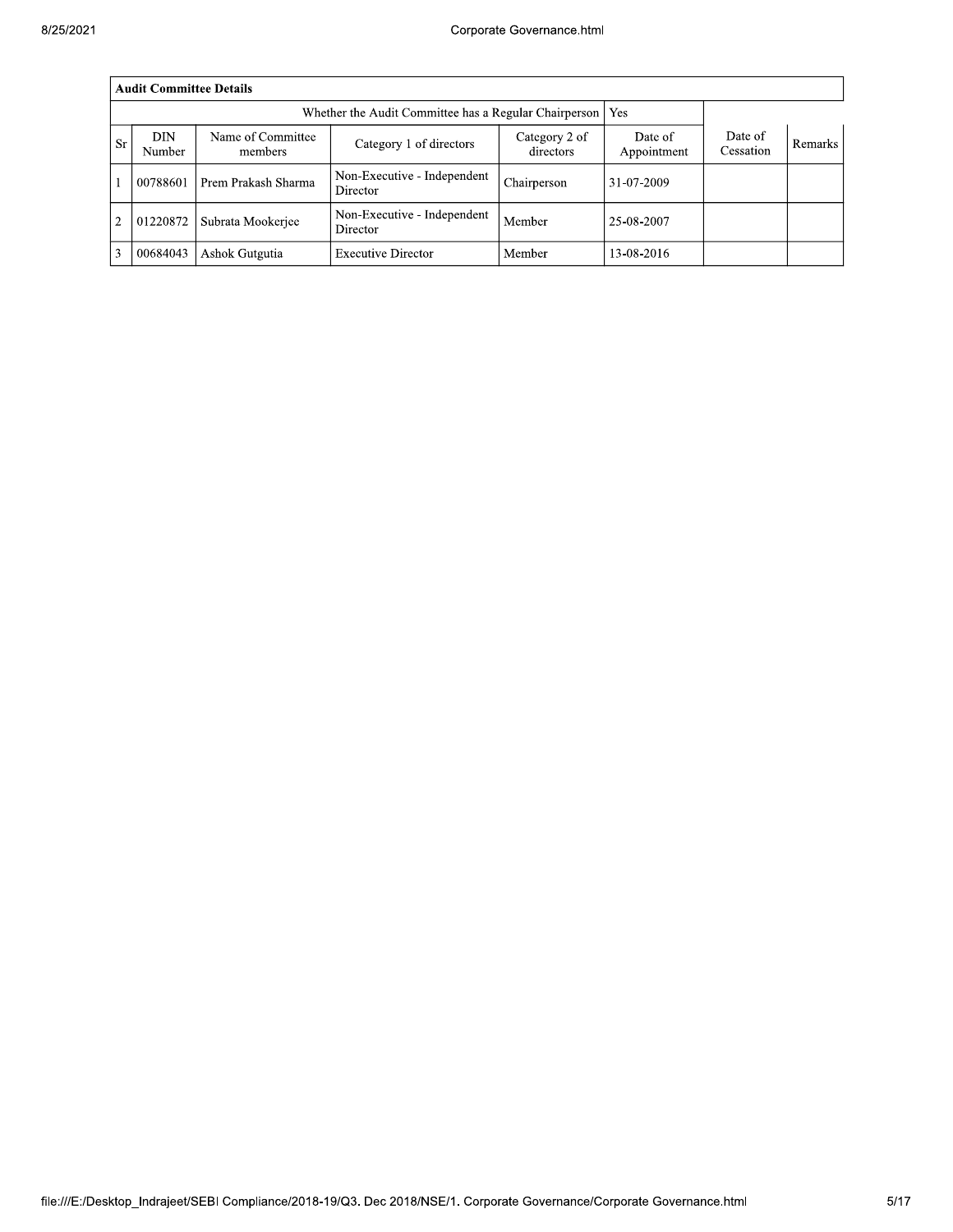**Audit Committee Details**

Whether the Audit Committee has a Regular Chairperson: Yes

| Sr | DIN Number | Name of Committee members | Category 1 of directors | Category 2 of directors | Date of Appointment | Date of Cessation | Remarks |
|---|---|---|---|---|---|---|---|
| 1 | 00788601 | Prem Prakash Sharma | Non-Executive - Independent Director | Chairperson | 31-07-2009 | | |
| 2 | 01220872 | Subrata Mookerjee | Non-Executive - Independent Director | Member | 25-08-2007 | | |
| 3 | 00684043 | Ashok Gutgutia | Executive Director | Member | 13-08-2016 | | |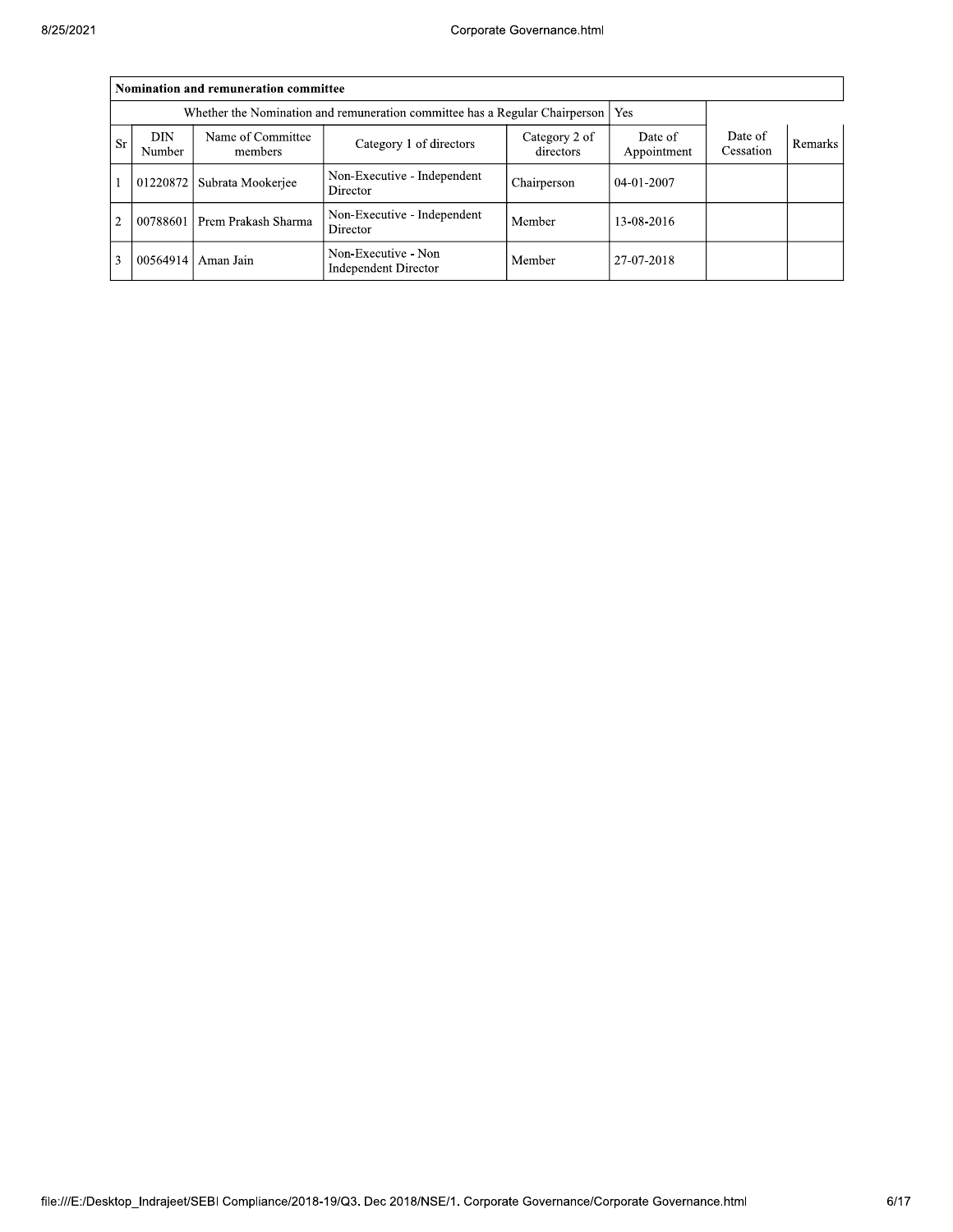| Nomination and remuneration committee | | | | | | | |
|---|---|---|---|---|---|---|---|
| Whether the Nomination and remuneration committee has a Regular Chairperson | | | | | Yes | | |
| Sr | DIN Number | Name of Committee members | Category 1 of directors | Category 2 of directors | Date of Appointment | Date of Cessation | Remarks |
| 1 | 01220872 | Subrata Mookerjee | Non-Executive - Independent Director | Chairperson | 04-01-2007 | | |
| 2 | 00788601 | Prem Prakash Sharma | Non-Executive - Independent Director | Member | 13-08-2016 | | |
| 3 | 00564914 | Aman Jain | Non-Executive - Non Independent Director | Member | 27-07-2018 | | |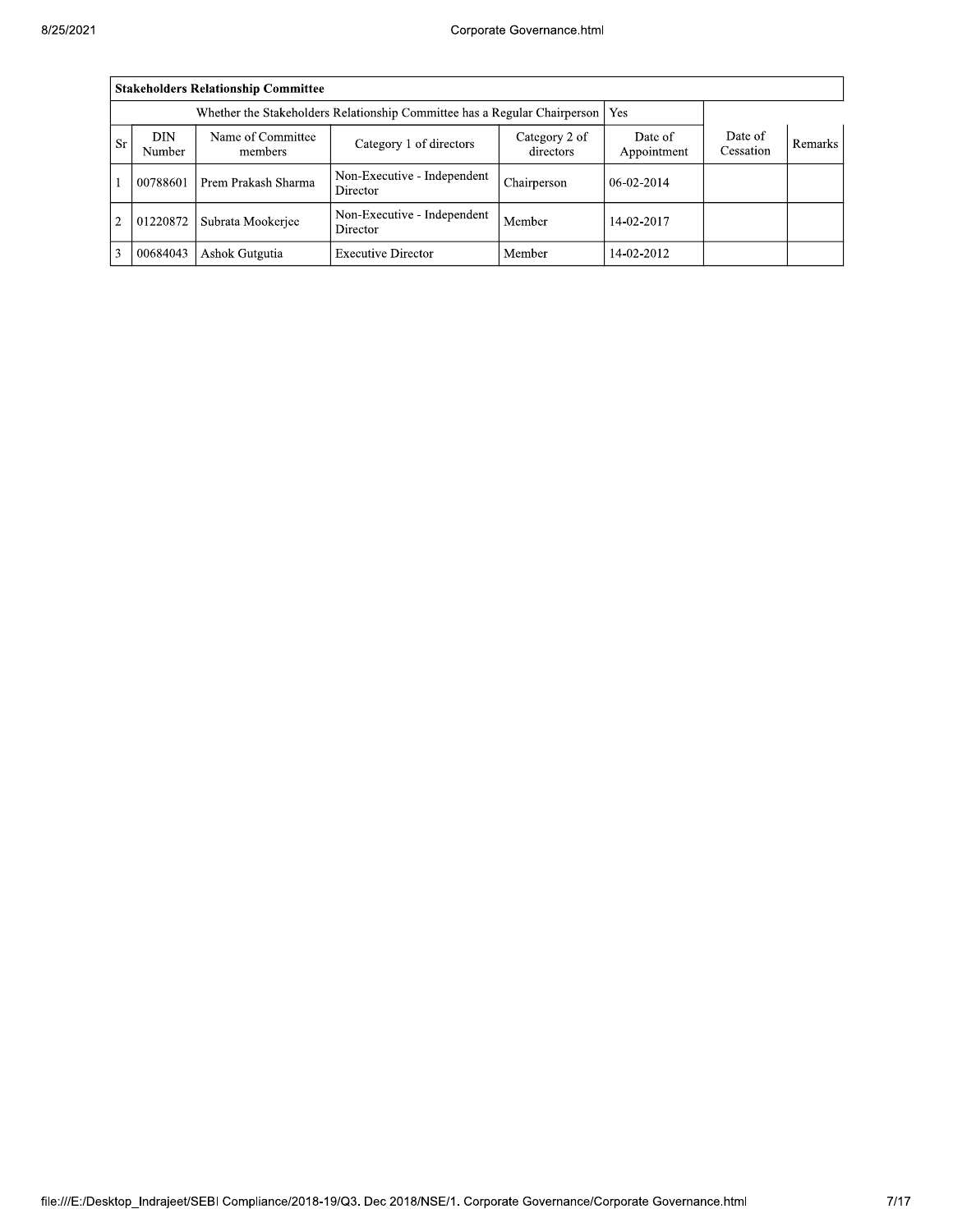| Stakeholders Relationship Committee | | | | | | | |
|---|---|---|---|---|---|---|---|
| Whether the Stakeholders Relationship Committee has a Regular Chairperson | | | | | Yes | | |
| Sr | DIN Number | Name of Committee members | Category 1 of directors | Category 2 of directors | Date of Appointment | Date of Cessation | Remarks |
| 1 | 00788601 | Prem Prakash Sharma | Non-Executive - Independent Director | Chairperson | 06-02-2014 | | |
| 2 | 01220872 | Subrata Mookerjee | Non-Executive - Independent Director | Member | 14-02-2017 | | |
| 3 | 00684043 | Ashok Gutgutia | Executive Director | Member | 14-02-2012 | | |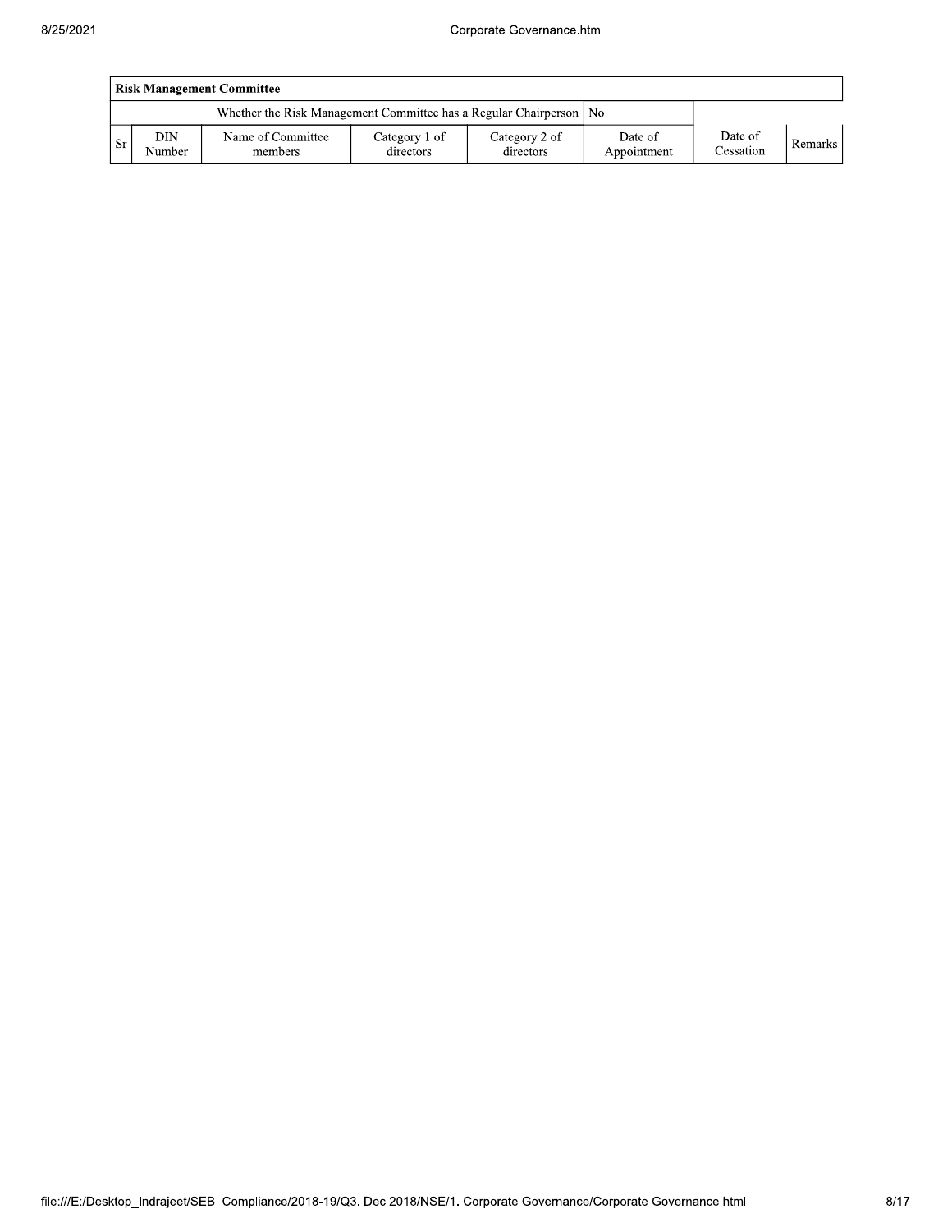| Risk Management Committee | | | | | | | |
| --- | --- | --- | --- | --- | --- | --- | --- |
| Whether the Risk Management Committee has a Regular Chairperson | | | | | No | | |
| Sr | DIN Number | Name of Committee members | Category 1 of directors | Category 2 of directors | Date of Appointment | Date of Cessation | Remarks |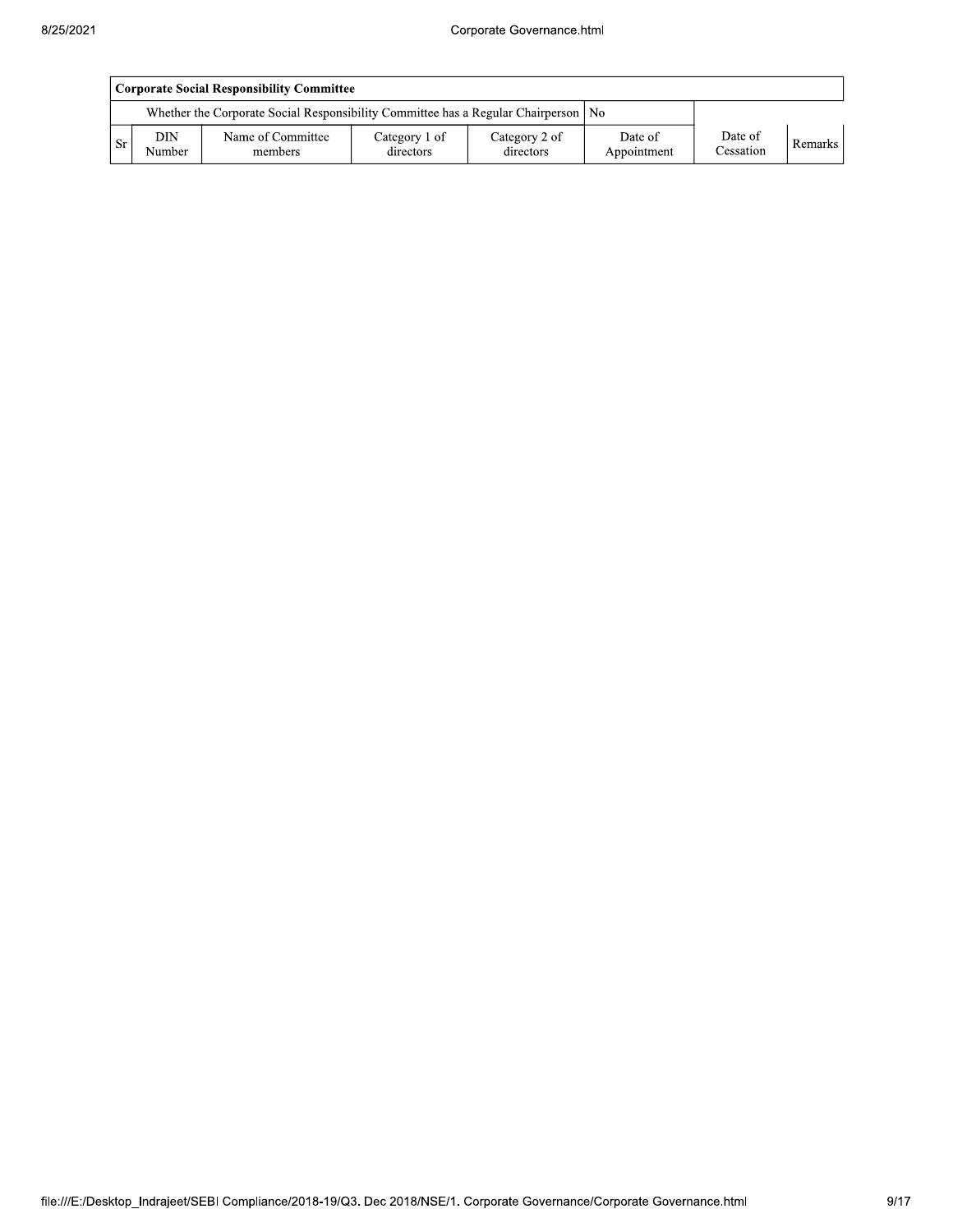| Corporate Social Responsibility Committee | | | | | | | |
|---|---|---|---|---|---|---|---|
| Whether the Corporate Social Responsibility Committee has a Regular Chairperson | | | | | No | | |
| Sr | DIN Number | Name of Committee members | Category 1 of directors | Category 2 of directors | Date of Appointment | Date of Cessation | Remarks |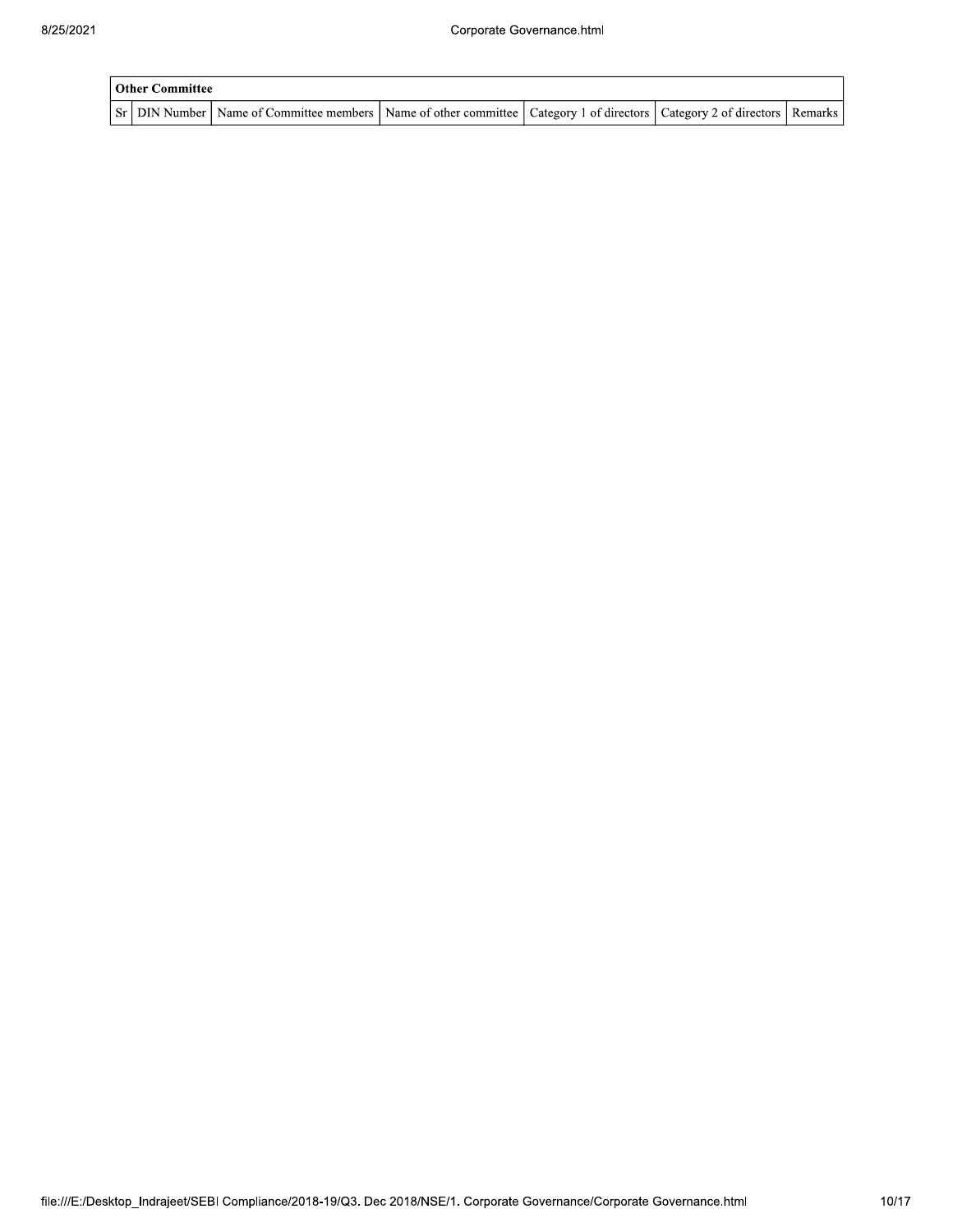| Other Committee | | | | | | |
|---|---|---|---|---|---|---|
| Sr | DIN Number | Name of Committee members | Name of other committee | Category 1 of directors | Category 2 of directors | Remarks |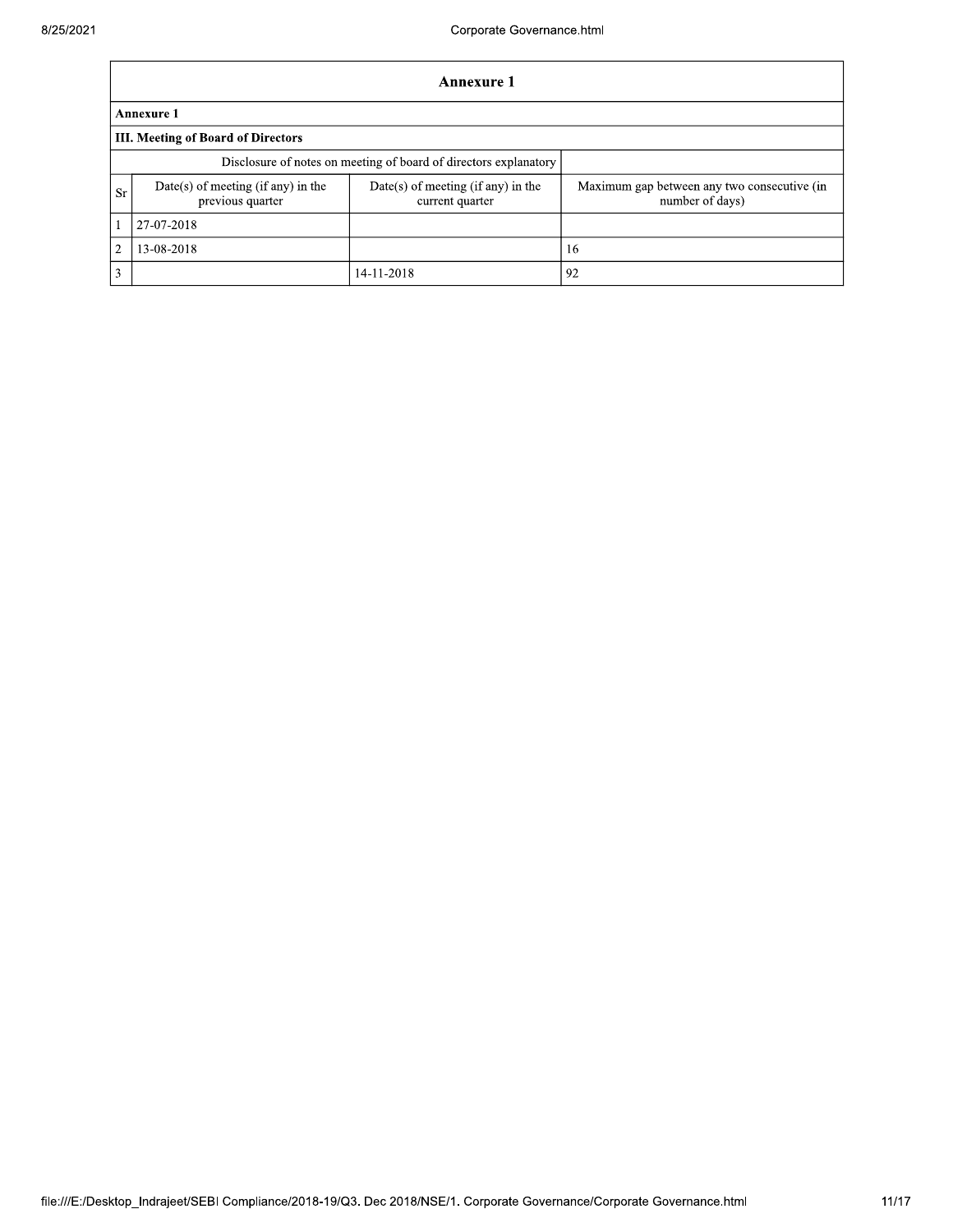| Annexure 1 | | | |
|---|---|---|---|
| **Annexure 1** | | | |
| **III. Meeting of Board of Directors** | | | |
| Disclosure of notes on meeting of board of directors explanatory | | | |
| Sr | Date(s) of meeting (if any) in the previous quarter | Date(s) of meeting (if any) in the current quarter | Maximum gap between any two consecutive (in number of days) |
| 1 | 27-07-2018 | | |
| 2 | 13-08-2018 | | 16 |
| 3 | | 14-11-2018 | 92 |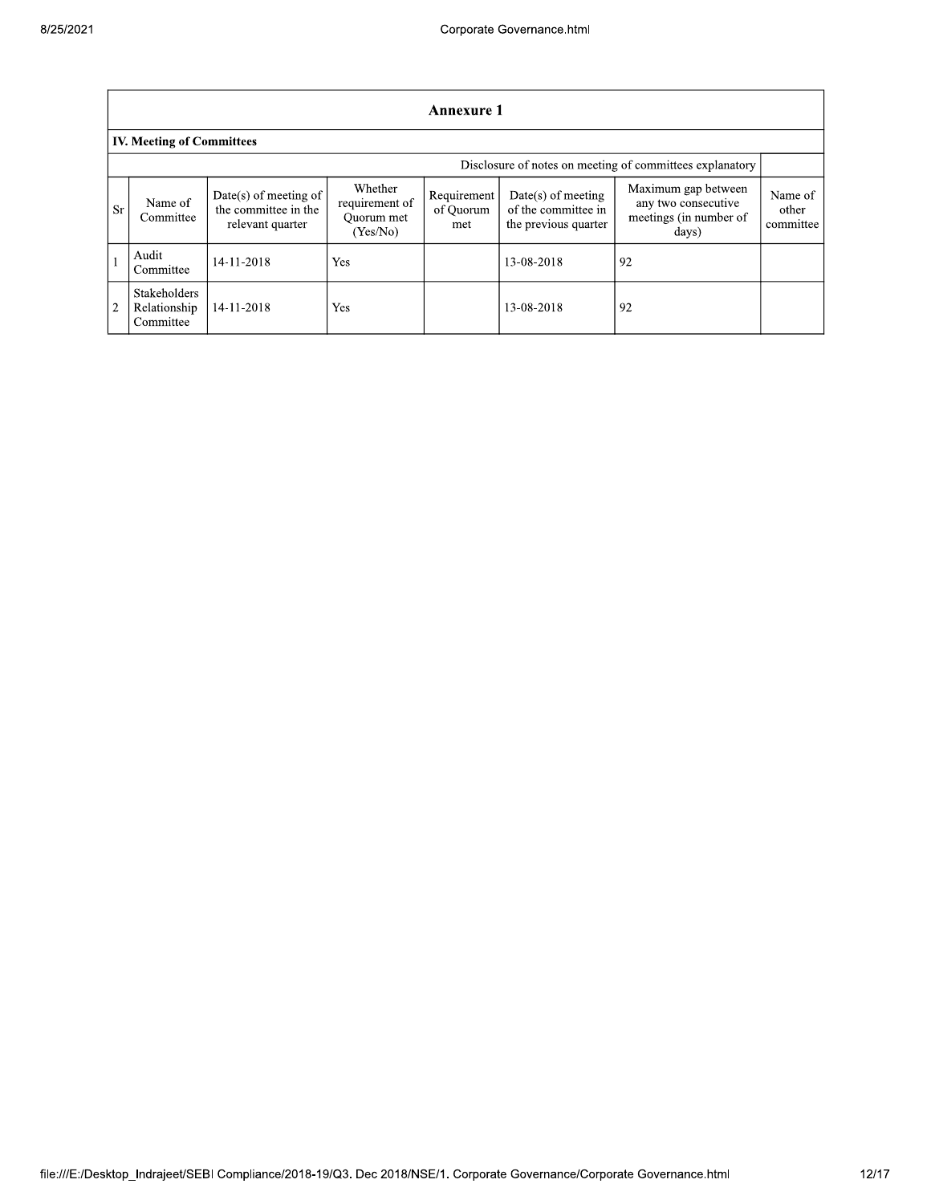## Annexure 1

### IV. Meeting of Committees

Disclosure of notes on meeting of committees explanatory

| Sr | Name of Committee | Date(s) of meeting of the committee in the relevant quarter | Whether requirement of Quorum met (Yes/No) | Requirement of Quorum met | Date(s) of meeting of the committee in the previous quarter | Maximum gap between any two consecutive meetings (in number of days) | Name of other committee |
|---|---|---|---|---|---|---|---|
| 1 | Audit Committee | 14-11-2018 | Yes | | 13-08-2018 | 92 | |
| 2 | Stakeholders Relationship Committee | 14-11-2018 | Yes | | 13-08-2018 | 92 | |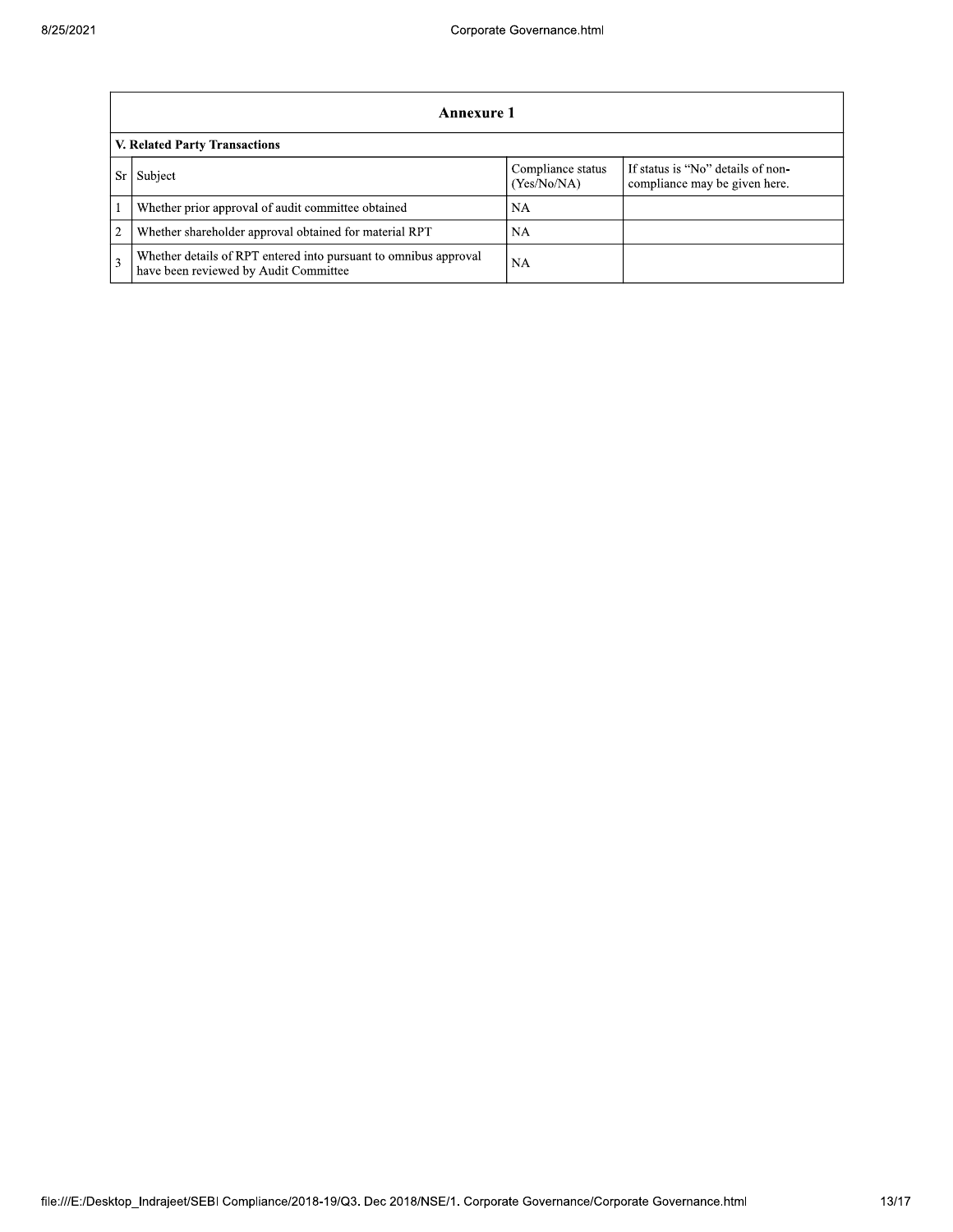## Annexure 1

### V. Related Party Transactions

| Sr | Subject | Compliance status (Yes/No/NA) | If status is "No" details of non-compliance may be given here. |
|---|---|---|---|
| 1 | Whether prior approval of audit committee obtained | NA | |
| 2 | Whether shareholder approval obtained for material RPT | NA | |
| 3 | Whether details of RPT entered into pursuant to omnibus approval have been reviewed by Audit Committee | NA | |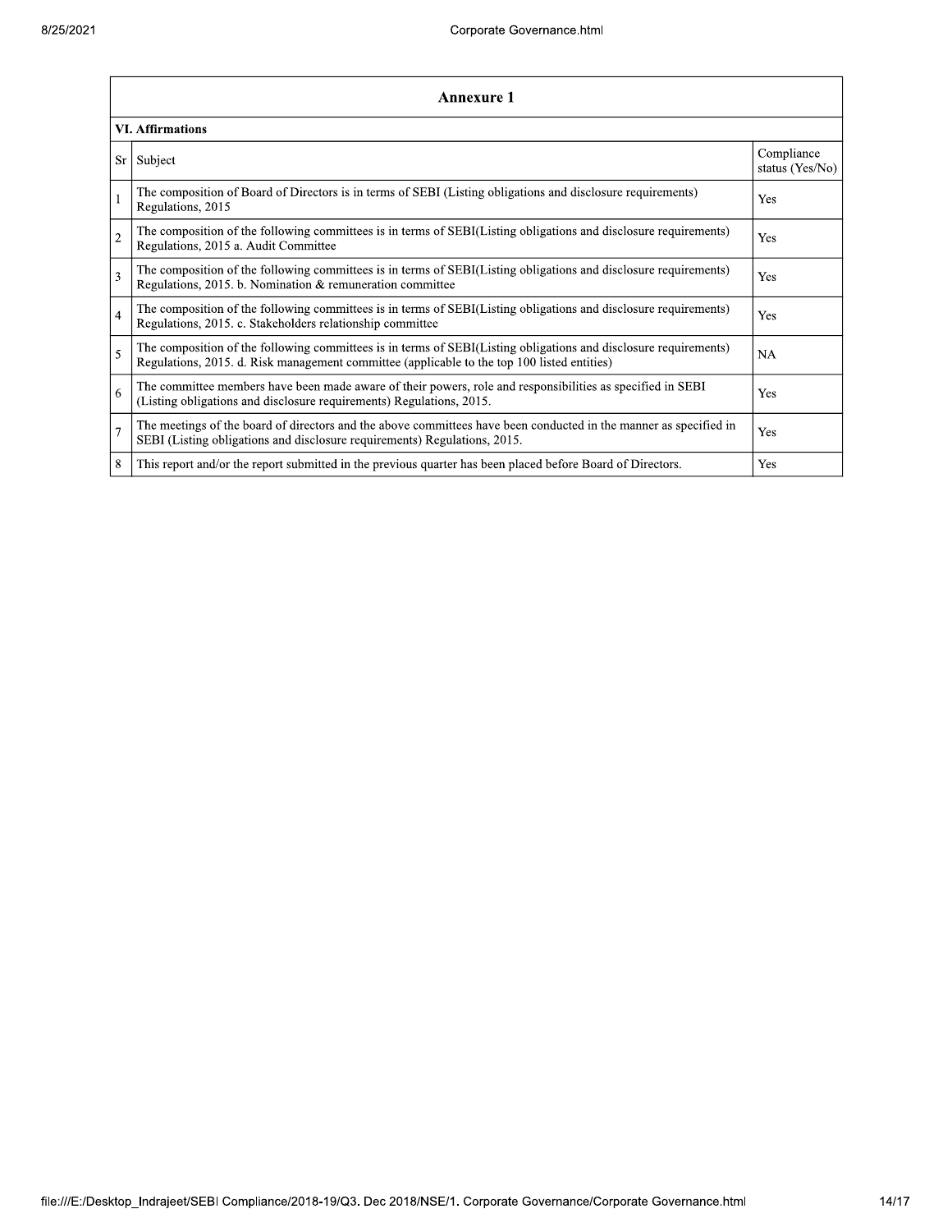## Annexure 1

| VI. Affirmations | | |
|---|---|---|
| Sr | Subject | Compliance status (Yes/No) |
| 1 | The composition of Board of Directors is in terms of SEBI (Listing obligations and disclosure requirements) Regulations, 2015 | Yes |
| 2 | The composition of the following committees is in terms of SEBI(Listing obligations and disclosure requirements) Regulations, 2015 a. Audit Committee | Yes |
| 3 | The composition of the following committees is in terms of SEBI(Listing obligations and disclosure requirements) Regulations, 2015. b. Nomination & remuneration committee | Yes |
| 4 | The composition of the following committees is in terms of SEBI(Listing obligations and disclosure requirements) Regulations, 2015. c. Stakeholders relationship committee | Yes |
| 5 | The composition of the following committees is in terms of SEBI(Listing obligations and disclosure requirements) Regulations, 2015. d. Risk management committee (applicable to the top 100 listed entities) | NA |
| 6 | The committee members have been made aware of their powers, role and responsibilities as specified in SEBI (Listing obligations and disclosure requirements) Regulations, 2015. | Yes |
| 7 | The meetings of the board of directors and the above committees have been conducted in the manner as specified in SEBI (Listing obligations and disclosure requirements) Regulations, 2015. | Yes |
| 8 | This report and/or the report submitted in the previous quarter has been placed before Board of Directors. | Yes |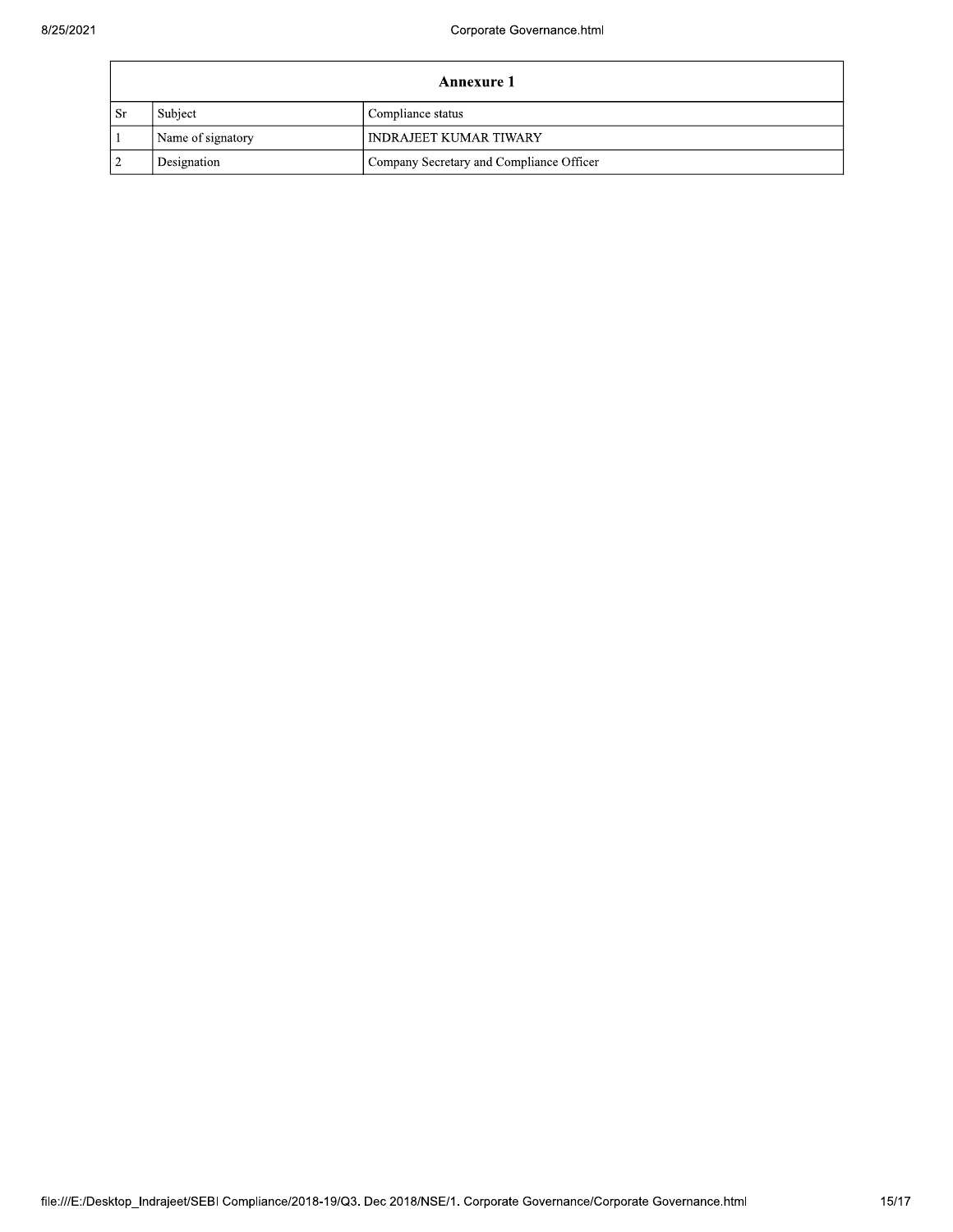## Annexure 1

| Sr | Subject | Compliance status |
|---|---|---|
| 1 | Name of signatory | INDRAJEET KUMAR TIWARY |
| 2 | Designation | Company Secretary and Compliance Officer |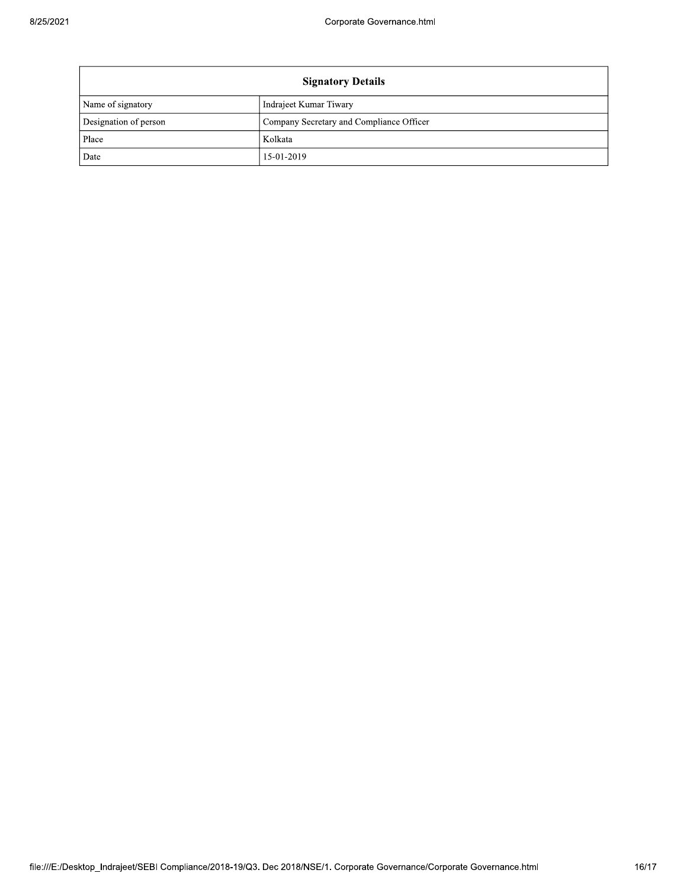| Signatory Details | |
|---|---|
| Name of signatory | Indrajeet Kumar Tiwary |
| Designation of person | Company Secretary and Compliance Officer |
| Place | Kolkata |
| Date | 15-01-2019 |